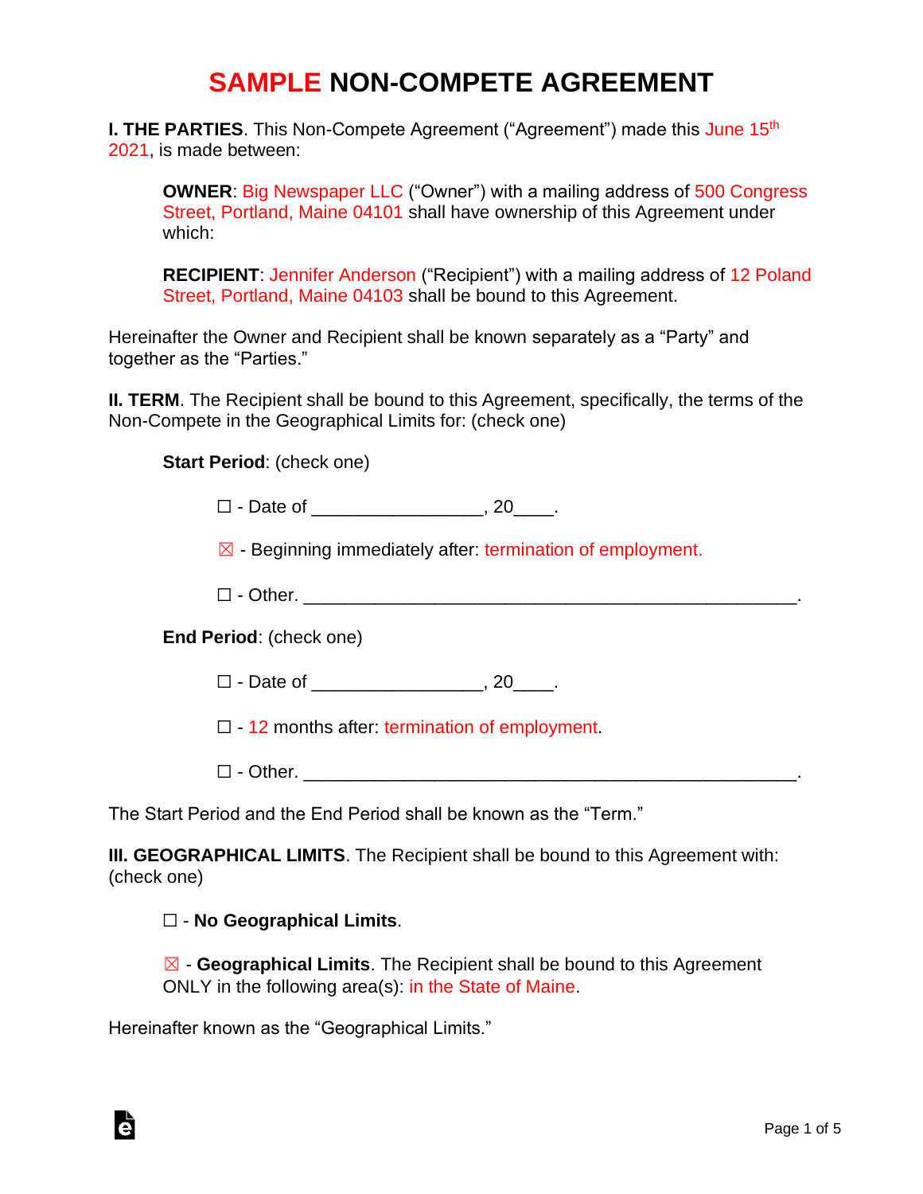# SAMPLE NON-COMPETE AGREEMENT

**I. THE PARTIES**. This Non-Compete Agreement ("Agreement") made this June 15th 2021, is made between:

> **OWNER**: Big Newspaper LLC ("Owner") with a mailing address of 500 Congress Street, Portland, Maine 04101 shall have ownership of this Agreement under which:
>
> **RECIPIENT**: Jennifer Anderson ("Recipient") with a mailing address of 12 Poland Street, Portland, Maine 04103 shall be bound to this Agreement.

Hereinafter the Owner and Recipient shall be known separately as a "Party" and together as the "Parties."

**II. TERM**. The Recipient shall be bound to this Agreement, specifically, the terms of the Non-Compete in the Geographical Limits for: (check one)

**Start Period**: (check one)

- ☐ - Date of _________________, 20____.
- ☒ - Beginning immediately after: termination of employment.
- ☐ - Other. _________________________________________________.

**End Period**: (check one)

- ☐ - Date of _________________, 20____.
- ☐ - 12 months after: termination of employment.
- ☐ - Other. _________________________________________________.

The Start Period and the End Period shall be known as the "Term."

**III. GEOGRAPHICAL LIMITS**. The Recipient shall be bound to this Agreement with: (check one)

- ☐ - **No Geographical Limits**.
- ☒ - **Geographical Limits**. The Recipient shall be bound to this Agreement ONLY in the following area(s): in the State of Maine.

Hereinafter known as the "Geographical Limits."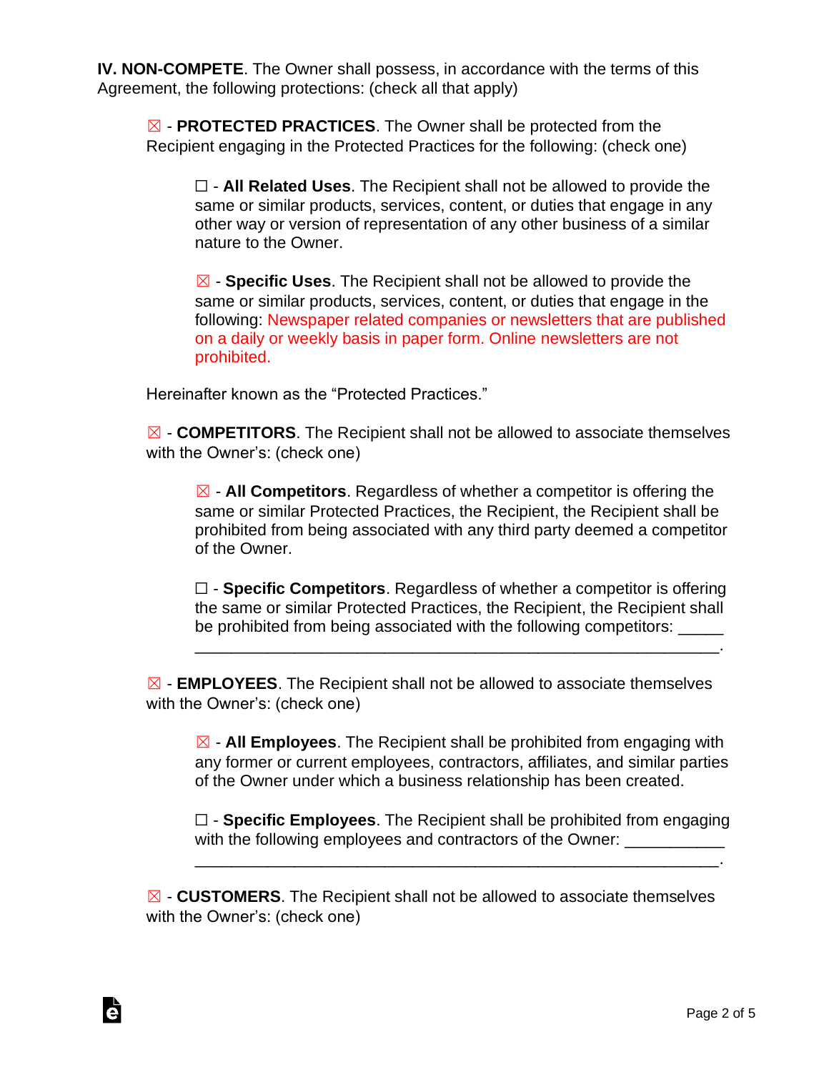**IV. NON-COMPETE**. The Owner shall possess, in accordance with the terms of this Agreement, the following protections: (check all that apply)

☒ - **PROTECTED PRACTICES**. The Owner shall be protected from the Recipient engaging in the Protected Practices for the following: (check one)

☐ - **All Related Uses**. The Recipient shall not be allowed to provide the same or similar products, services, content, or duties that engage in any other way or version of representation of any other business of a similar nature to the Owner.

☒ - **Specific Uses**. The Recipient shall not be allowed to provide the same or similar products, services, content, or duties that engage in the following: Newspaper related companies or newsletters that are published on a daily or weekly basis in paper form. Online newsletters are not prohibited.

Hereinafter known as the "Protected Practices."

☒ - **COMPETITORS**. The Recipient shall not be allowed to associate themselves with the Owner's: (check one)

☒ - **All Competitors**. Regardless of whether a competitor is offering the same or similar Protected Practices, the Recipient, the Recipient shall be prohibited from being associated with any third party deemed a competitor of the Owner.

☐ - **Specific Competitors**. Regardless of whether a competitor is offering the same or similar Protected Practices, the Recipient, the Recipient shall be prohibited from being associated with the following competitors: _____ ________________________________________________________.

☒ - **EMPLOYEES**. The Recipient shall not be allowed to associate themselves with the Owner's: (check one)

☒ - **All Employees**. The Recipient shall be prohibited from engaging with any former or current employees, contractors, affiliates, and similar parties of the Owner under which a business relationship has been created.

☐ - **Specific Employees**. The Recipient shall be prohibited from engaging with the following employees and contractors of the Owner: __________ ________________________________________________________.

☒ - **CUSTOMERS**. The Recipient shall not be allowed to associate themselves with the Owner's: (check one)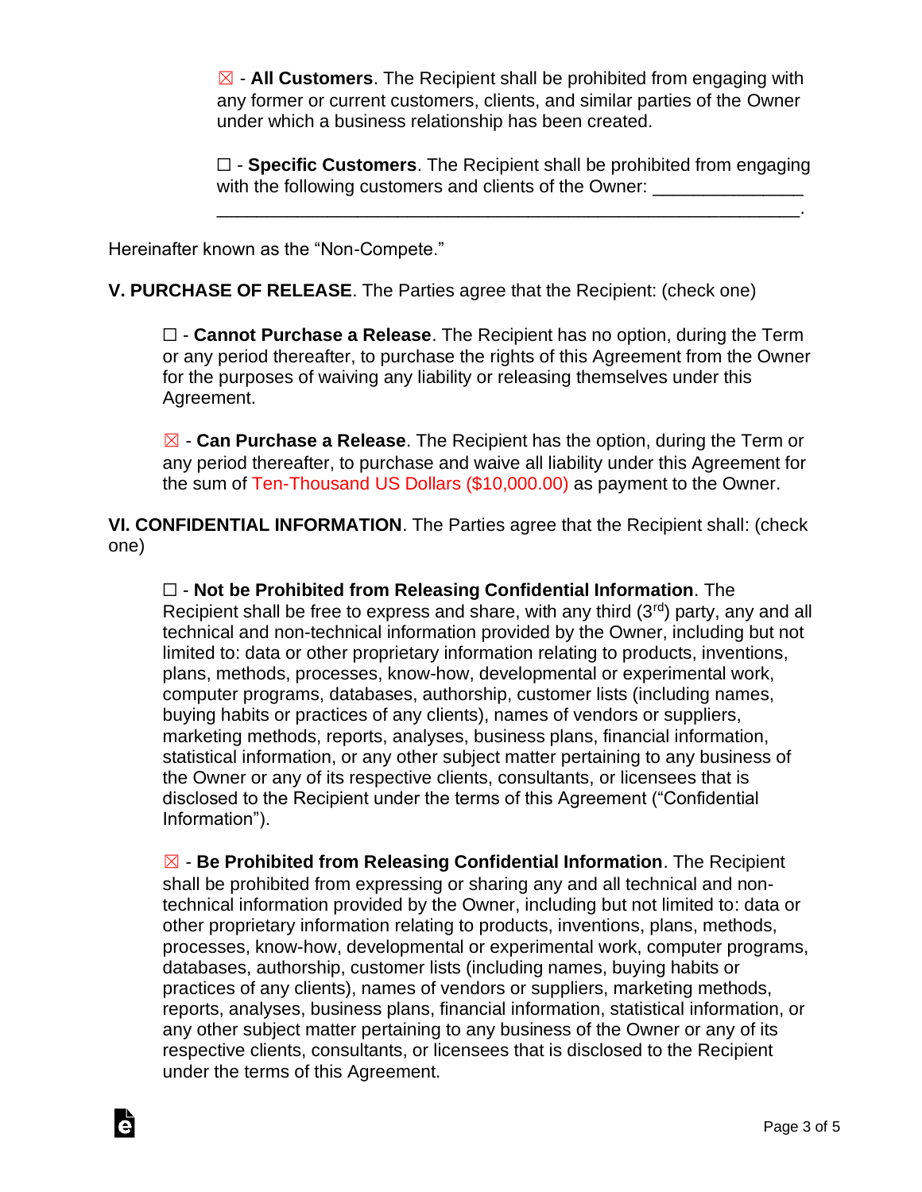☒ - **All Customers**. The Recipient shall be prohibited from engaging with any former or current customers, clients, and similar parties of the Owner under which a business relationship has been created.

☐ - **Specific Customers**. The Recipient shall be prohibited from engaging with the following customers and clients of the Owner: _______________ _________________________________________________________.

Hereinafter known as the "Non-Compete."

**V. PURCHASE OF RELEASE**. The Parties agree that the Recipient: (check one)

☐ - **Cannot Purchase a Release**. The Recipient has no option, during the Term or any period thereafter, to purchase the rights of this Agreement from the Owner for the purposes of waiving any liability or releasing themselves under this Agreement.

☒ - **Can Purchase a Release**. The Recipient has the option, during the Term or any period thereafter, to purchase and waive all liability under this Agreement for the sum of Ten-Thousand US Dollars ($10,000.00) as payment to the Owner.

**VI. CONFIDENTIAL INFORMATION**. The Parties agree that the Recipient shall: (check one)

☐ - **Not be Prohibited from Releasing Confidential Information**. The Recipient shall be free to express and share, with any third (3rd) party, any and all technical and non-technical information provided by the Owner, including but not limited to: data or other proprietary information relating to products, inventions, plans, methods, processes, know-how, developmental or experimental work, computer programs, databases, authorship, customer lists (including names, buying habits or practices of any clients), names of vendors or suppliers, marketing methods, reports, analyses, business plans, financial information, statistical information, or any other subject matter pertaining to any business of the Owner or any of its respective clients, consultants, or licensees that is disclosed to the Recipient under the terms of this Agreement ("Confidential Information").

☒ - **Be Prohibited from Releasing Confidential Information**. The Recipient shall be prohibited from expressing or sharing any and all technical and non-technical information provided by the Owner, including but not limited to: data or other proprietary information relating to products, inventions, plans, methods, processes, know-how, developmental or experimental work, computer programs, databases, authorship, customer lists (including names, buying habits or practices of any clients), names of vendors or suppliers, marketing methods, reports, analyses, business plans, financial information, statistical information, or any other subject matter pertaining to any business of the Owner or any of its respective clients, consultants, or licensees that is disclosed to the Recipient under the terms of this Agreement.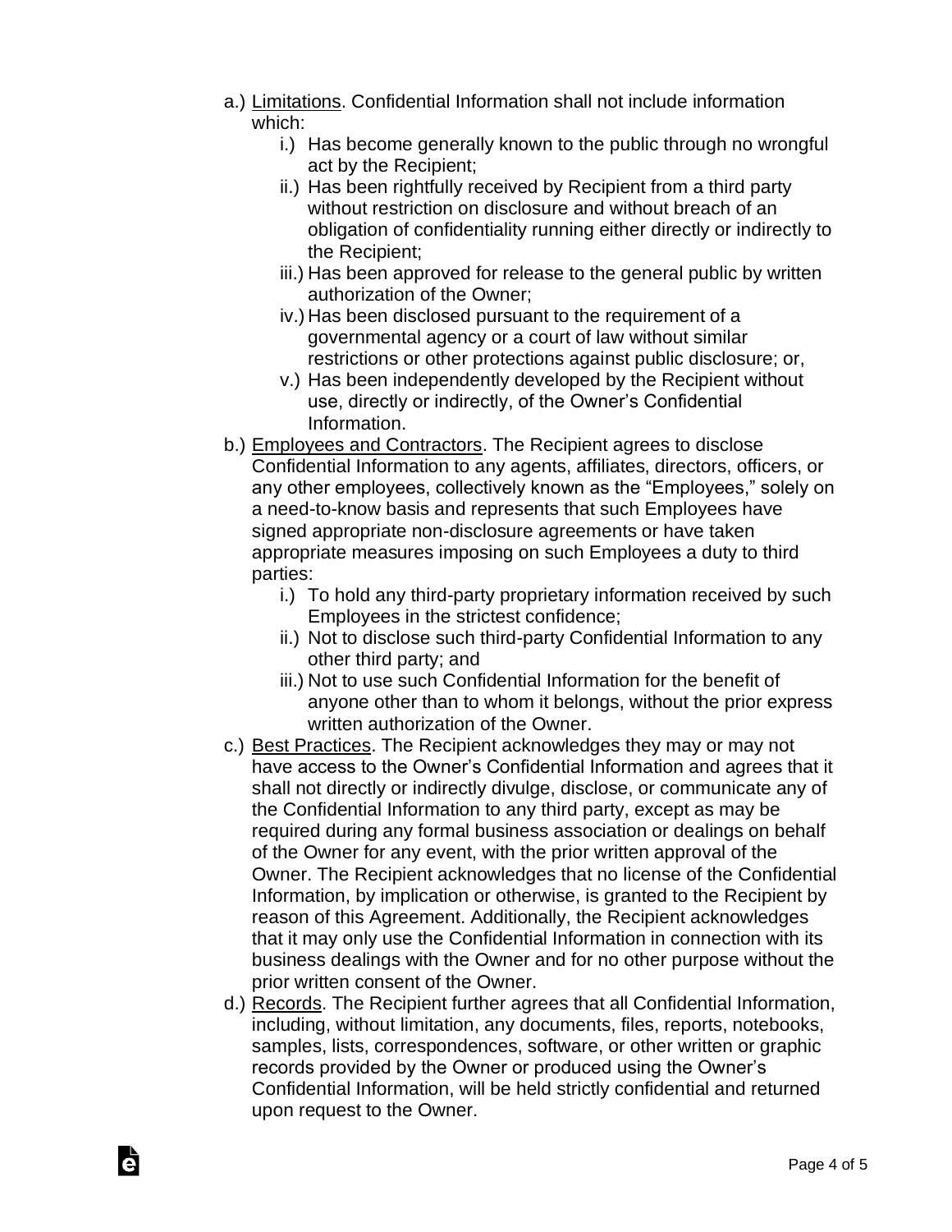a.) <u>Limitations</u>. Confidential Information shall not include information which:

   i.) Has become generally known to the public through no wrongful act by the Recipient;

   ii.) Has been rightfully received by Recipient from a third party without restriction on disclosure and without breach of an obligation of confidentiality running either directly or indirectly to the Recipient;

   iii.) Has been approved for release to the general public by written authorization of the Owner;

   iv.) Has been disclosed pursuant to the requirement of a governmental agency or a court of law without similar restrictions or other protections against public disclosure; or,

   v.) Has been independently developed by the Recipient without use, directly or indirectly, of the Owner's Confidential Information.

b.) <u>Employees and Contractors</u>. The Recipient agrees to disclose Confidential Information to any agents, affiliates, directors, officers, or any other employees, collectively known as the "Employees," solely on a need-to-know basis and represents that such Employees have signed appropriate non-disclosure agreements or have taken appropriate measures imposing on such Employees a duty to third parties:

   i.) To hold any third-party proprietary information received by such Employees in the strictest confidence;

   ii.) Not to disclose such third-party Confidential Information to any other third party; and

   iii.) Not to use such Confidential Information for the benefit of anyone other than to whom it belongs, without the prior express written authorization of the Owner.

c.) <u>Best Practices</u>. The Recipient acknowledges they may or may not have access to the Owner's Confidential Information and agrees that it shall not directly or indirectly divulge, disclose, or communicate any of the Confidential Information to any third party, except as may be required during any formal business association or dealings on behalf of the Owner for any event, with the prior written approval of the Owner. The Recipient acknowledges that no license of the Confidential Information, by implication or otherwise, is granted to the Recipient by reason of this Agreement. Additionally, the Recipient acknowledges that it may only use the Confidential Information in connection with its business dealings with the Owner and for no other purpose without the prior written consent of the Owner.

d.) <u>Records</u>. The Recipient further agrees that all Confidential Information, including, without limitation, any documents, files, reports, notebooks, samples, lists, correspondences, software, or other written or graphic records provided by the Owner or produced using the Owner's Confidential Information, will be held strictly confidential and returned upon request to the Owner.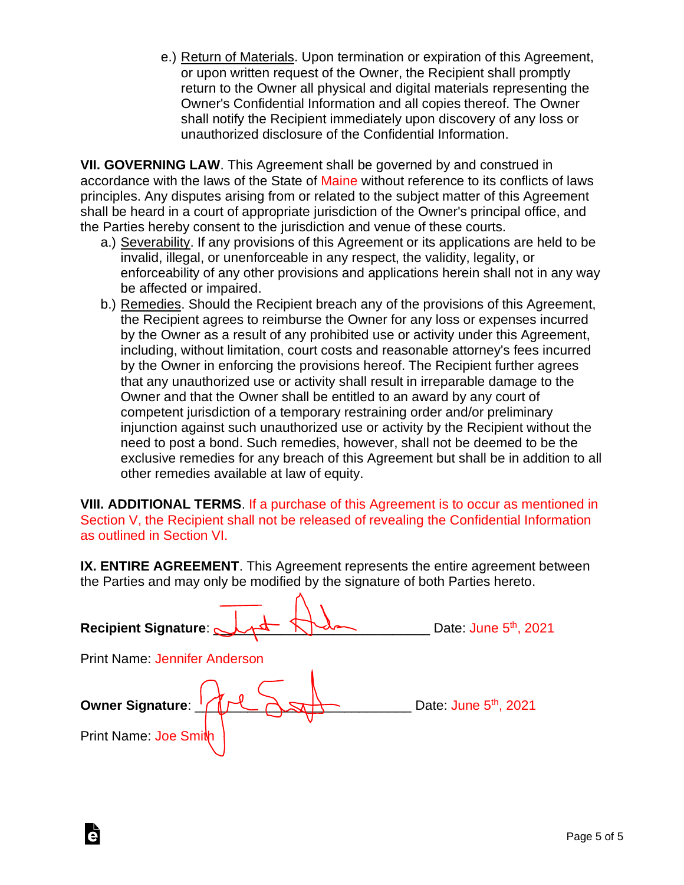e.) Return of Materials. Upon termination or expiration of this Agreement, or upon written request of the Owner, the Recipient shall promptly return to the Owner all physical and digital materials representing the Owner's Confidential Information and all copies thereof. The Owner shall notify the Recipient immediately upon discovery of any loss or unauthorized disclosure of the Confidential Information.

**VII. GOVERNING LAW**. This Agreement shall be governed by and construed in accordance with the laws of the State of Maine without reference to its conflicts of laws principles. Any disputes arising from or related to the subject matter of this Agreement shall be heard in a court of appropriate jurisdiction of the Owner's principal office, and the Parties hereby consent to the jurisdiction and venue of these courts.

a.) Severability. If any provisions of this Agreement or its applications are held to be invalid, illegal, or unenforceable in any respect, the validity, legality, or enforceability of any other provisions and applications herein shall not in any way be affected or impaired.

b.) Remedies. Should the Recipient breach any of the provisions of this Agreement, the Recipient agrees to reimburse the Owner for any loss or expenses incurred by the Owner as a result of any prohibited use or activity under this Agreement, including, without limitation, court costs and reasonable attorney's fees incurred by the Owner in enforcing the provisions hereof. The Recipient further agrees that any unauthorized use or activity shall result in irreparable damage to the Owner and that the Owner shall be entitled to an award by any court of competent jurisdiction of a temporary restraining order and/or preliminary injunction against such unauthorized use or activity by the Recipient without the need to post a bond. Such remedies, however, shall not be deemed to be the exclusive remedies for any breach of this Agreement but shall be in addition to all other remedies available at law of equity.

**VIII. ADDITIONAL TERMS**. If a purchase of this Agreement is to occur as mentioned in Section V, the Recipient shall not be released of revealing the Confidential Information as outlined in Section VI.

**IX. ENTIRE AGREEMENT**. This Agreement represents the entire agreement between the Parties and may only be modified by the signature of both Parties hereto.

**Recipient Signature**: ______________________________ Date: June 5th, 2021

Print Name: Jennifer Anderson

**Owner Signature**: ______________________________ Date: June 5th, 2021

Print Name: Joe Smith